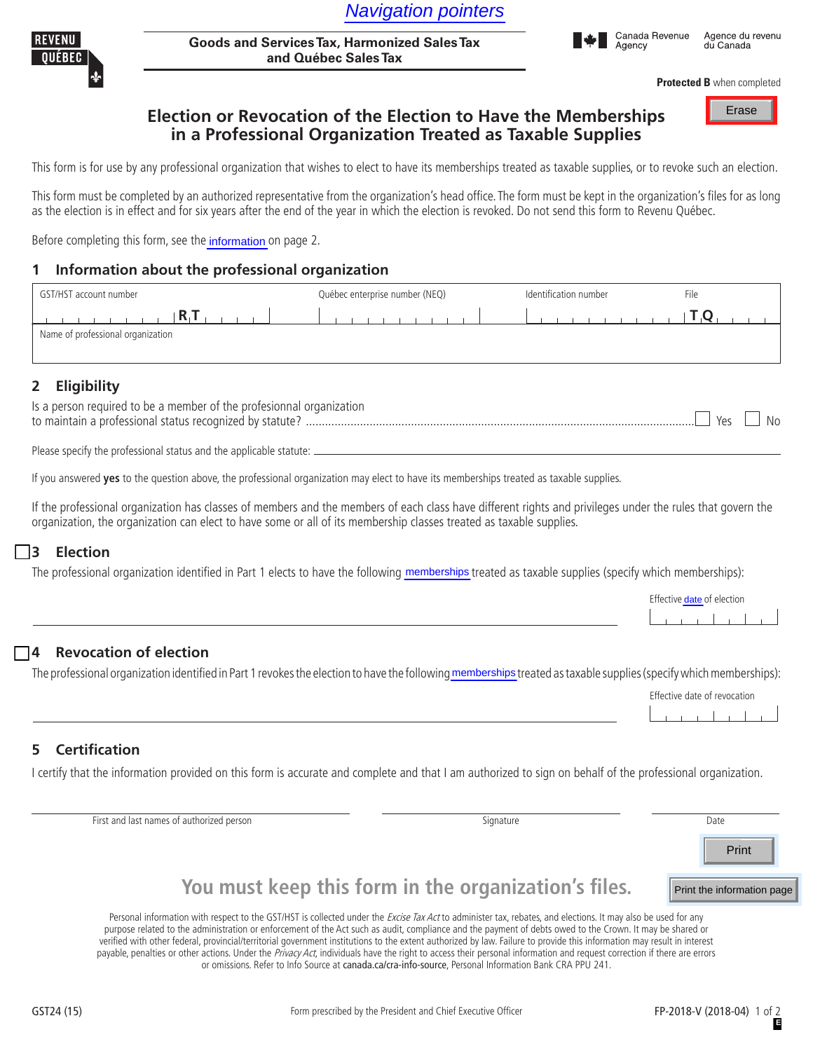Navigation pointers

REVENU QUÉBEC

**Goods and Services Tax, Harmonized Sales Tax and Québec Sales Tax**

Canada Revenue Agency / Agence du revenu du Canada

**Protected B** when completed

# Election or Revocation of the Election to Have the Memberships in a Professional Organization Treated as Taxable Supplies

This form is for use by any professional organization that wishes to elect to have its memberships treated as taxable supplies, or to revoke such an election.

This form must be completed by an authorized representative from the organization's head office. The form must be kept in the organization's files for as long as the election is in effect and for six years after the end of the year in which the election is revoked. Do not send this form to Revenu Québec.

Before completing this form, see the information on page 2.

## 1 Information about the professional organization

| GST/HST account number | Québec enterprise number (NEQ) | Identification number | File |
|---|---|---|---|
| RT | | | TQ |
| Name of professional organization | | | |

## 2 Eligibility

Is a person required to be a member of the profesionnal organization to maintain a professional status recognized by statute? ☐ Yes ☐ No

Please specify the professional status and the applicable statute: \_\_\_\_\_\_\_\_\_\_

If you answered **yes** to the question above, the professional organization may elect to have its memberships treated as taxable supplies.

If the professional organization has classes of members and the members of each class have different rights and privileges under the rules that govern the organization, the organization can elect to have some or all of its membership classes treated as taxable supplies.

## ☐ 3 Election

The professional organization identified in Part 1 elects to have the following memberships treated as taxable supplies (specify which memberships):

Effective date of election

## ☐ 4 Revocation of election

The professional organization identified in Part 1 revokes the election to have the following memberships treated as taxable supplies (specify which memberships):

Effective date of revocation

## 5 Certification

I certify that the information provided on this form is accurate and complete and that I am authorized to sign on behalf of the professional organization.

| First and last names of authorized person | Signature | Date |
|---|---|---|

**You must keep this form in the organization's files.**

Personal information with respect to the GST/HST is collected under the *Excise Tax Act* to administer tax, rebates, and elections. It may also be used for any purpose related to the administration or enforcement of the Act such as audit, compliance and the payment of debts owed to the Crown. It may be shared or verified with other federal, provincial/territorial government institutions to the extent authorized by law. Failure to provide this information may result in interest payable, penalties or other actions. Under the *Privacy Act*, individuals have the right to access their personal information and request correction if there are errors or omissions. Refer to Info Source at canada.ca/cra-info-source, Personal Information Bank CRA PPU 241.

GST24 (15) — Form prescribed by the President and Chief Executive Officer — FP-2018-V (2018-04)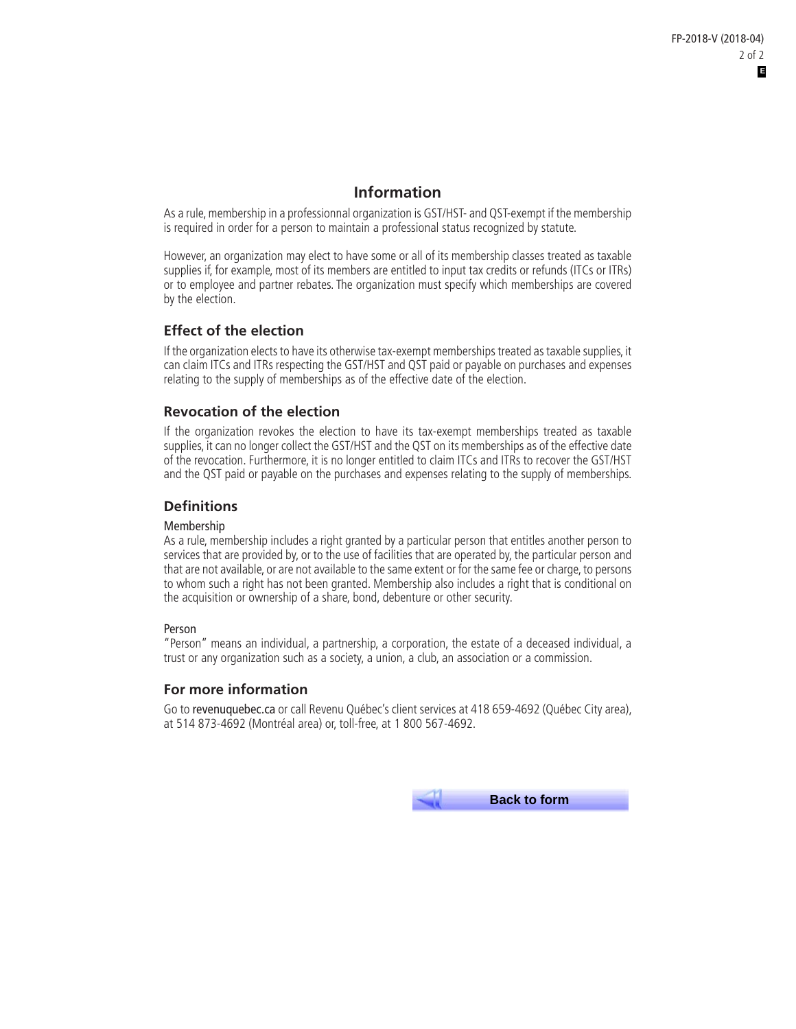# Information

As a rule, membership in a professionnal organization is GST/HST- and QST-exempt if the membership is required in order for a person to maintain a professional status recognized by statute.

However, an organization may elect to have some or all of its membership classes treated as taxable supplies if, for example, most of its members are entitled to input tax credits or refunds (ITCs or ITRs) or to employee and partner rebates. The organization must specify which memberships are covered by the election.

## Effect of the election

If the organization elects to have its otherwise tax-exempt memberships treated as taxable supplies, it can claim ITCs and ITRs respecting the GST/HST and QST paid or payable on purchases and expenses relating to the supply of memberships as of the effective date of the election.

## Revocation of the election

If the organization revokes the election to have its tax-exempt memberships treated as taxable supplies, it can no longer collect the GST/HST and the QST on its memberships as of the effective date of the revocation. Furthermore, it is no longer entitled to claim ITCs and ITRs to recover the GST/HST and the QST paid or payable on the purchases and expenses relating to the supply of memberships.

## Definitions

Membership
As a rule, membership includes a right granted by a particular person that entitles another person to services that are provided by, or to the use of facilities that are operated by, the particular person and that are not available, or are not available to the same extent or for the same fee or charge, to persons to whom such a right has not been granted. Membership also includes a right that is conditional on the acquisition or ownership of a share, bond, debenture or other security.

Person
"Person" means an individual, a partnership, a corporation, the estate of a deceased individual, a trust or any organization such as a society, a union, a club, an association or a commission.

## For more information

Go to revenuquebec.ca or call Revenu Québec's client services at 418 659-4692 (Québec City area), at 514 873-4692 (Montréal area) or, toll-free, at 1 800 567-4692.

Back to form